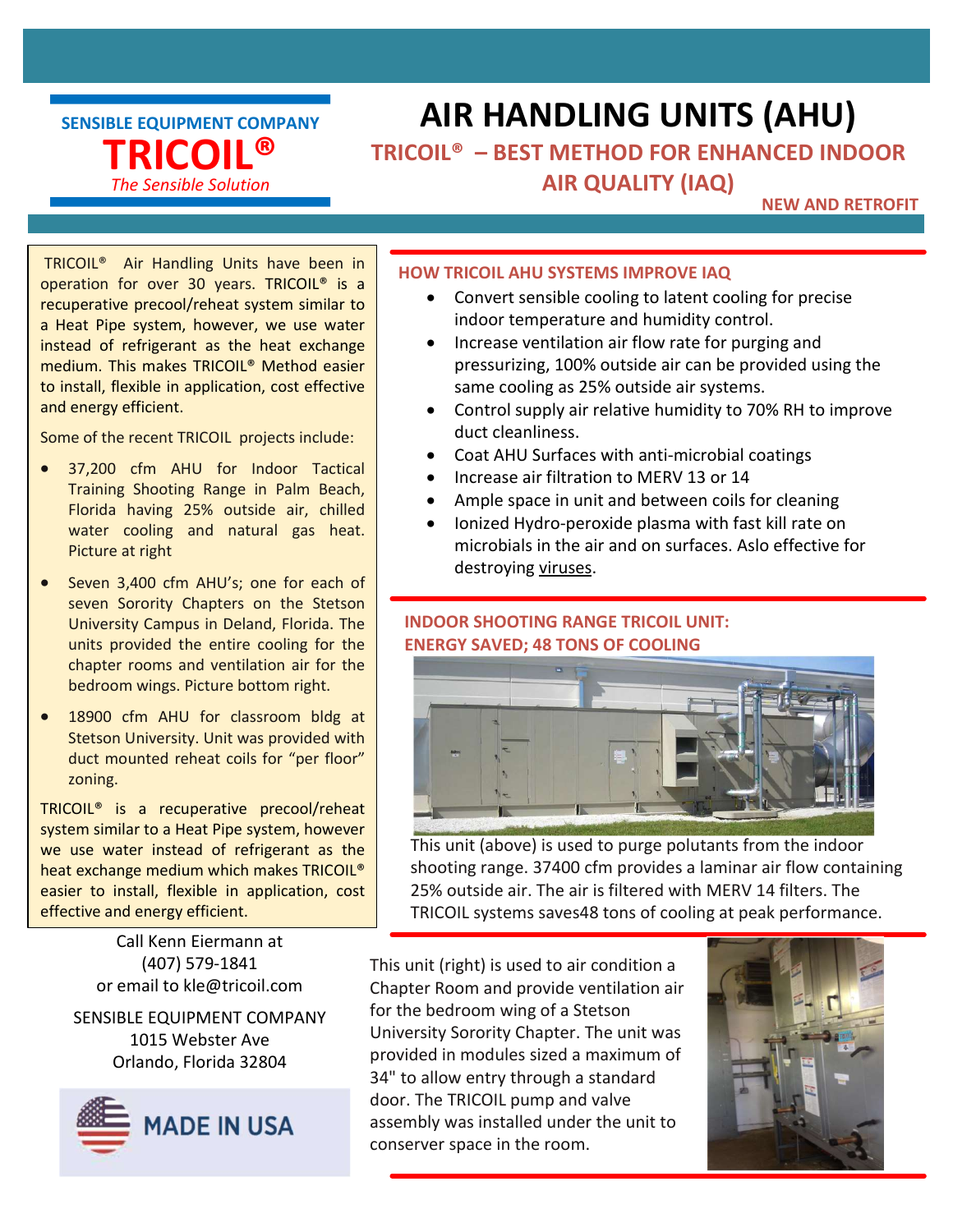**SENSIBLE EQUIPMENT COMPANY**

**TRICOIL®**

*The Sensible Solution*

# AIR HANDLING UNITS (AHU)

## TRICOIL® – BEST METHOD FOR ENHANCED INDOOR AIR QUALITY (IAQ)

**NEW AND RETROFIT**

TRICOIL® Air Handling Units have been in operation for over 30 years. TRICOIL® is a recuperative precool/reheat system similar to a Heat Pipe system, however, we use water instead of refrigerant as the heat exchange medium. This makes TRICOIL® Method easier to install, flexible in application, cost effective and energy efficient.

Some of the recent TRICOIL projects include:

- 37,200 cfm AHU for Indoor Tactical Training Shooting Range in Palm Beach, Florida having 25% outside air, chilled water cooling and natural gas heat. Picture at right
- Seven 3,400 cfm AHU's; one for each of seven Sorority Chapters on the Stetson University Campus in Deland, Florida. The units provided the entire cooling for the chapter rooms and ventilation air for the bedroom wings. Picture bottom right.
- 18900 cfm AHU for classroom bldg at Stetson University. Unit was provided with duct mounted reheat coils for "per floor" zoning.

TRICOIL® is a recuperative precool/reheat system similar to a Heat Pipe system, however we use water instead of refrigerant as the heat exchange medium which makes TRICOIL® easier to install, flexible in application, cost effective and energy efficient.

Call Kenn Eiermann at
(407) 579-1841
or email to kle@tricoil.com

SENSIBLE EQUIPMENT COMPANY
1015 Webster Ave
Orlando, Florida 32804

MADE IN USA

### HOW TRICOIL AHU SYSTEMS IMPROVE IAQ

- Convert sensible cooling to latent cooling for precise indoor temperature and humidity control.
- Increase ventilation air flow rate for purging and pressurizing, 100% outside air can be provided using the same cooling as 25% outside air systems.
- Control supply air relative humidity to 70% RH to improve duct cleanliness.
- Coat AHU Surfaces with anti-microbial coatings
- Increase air filtration to MERV 13 or 14
- Ample space in unit and between coils for cleaning
- Ionized Hydro-peroxide plasma with fast kill rate on microbials in the air and on surfaces. Aslo effective for destroying viruses.

### INDOOR SHOOTING RANGE TRICOIL UNIT: ENERGY SAVED; 48 TONS OF COOLING

This unit (above) is used to purge polutants from the indoor shooting range. 37400 cfm provides a laminar air flow containing 25% outside air. The air is filtered with MERV 14 filters. The TRICOIL systems saves48 tons of cooling at peak performance.

This unit (right) is used to air condition a Chapter Room and provide ventilation air for the bedroom wing of a Stetson University Sorority Chapter. The unit was provided in modules sized a maximum of 34" to allow entry through a standard door. The TRICOIL pump and valve assembly was installed under the unit to conserver space in the room.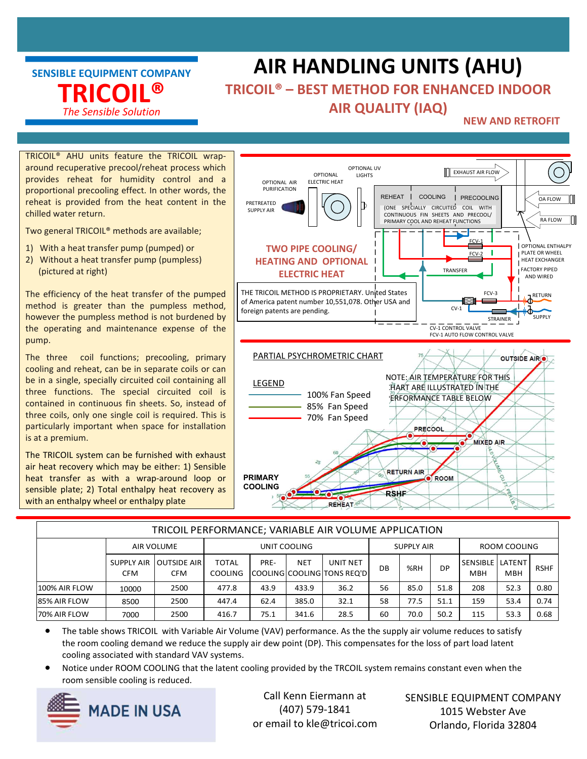SENSIBLE EQUIPMENT COMPANY

**TRICOIL®**

*The Sensible Solution*

# AIR HANDLING UNITS (AHU)

## TRICOIL® – BEST METHOD FOR ENHANCED INDOOR AIR QUALITY (IAQ)

**NEW AND RETROFIT**

TRICOIL® AHU units feature the TRICOIL wrap-around recuperative precool/reheat process which provides reheat for humidity control and a proportional precooling effect. In other words, the reheat is provided from the heat content in the chilled water return.

Two general TRICOIL® methods are available;

1) With a heat transfer pump (pumped) or
2) Without a heat transfer pump (pumpless) (pictured at right)

The efficiency of the heat transfer of the pumped method is greater than the pumpless method, however the pumpless method is not burdened by the operating and maintenance expense of the pump.

The three coil functions; precooling, primary cooling and reheat, can be in separate coils or can be in a single, specially circuited coil containing all three functions. The special circuited coil is contained in continuous fin sheets. So, instead of three coils, only one single coil is required. This is particularly important when space for installation is at a premium.

The TRICOIL system can be furnished with exhaust air heat recovery which may be either: 1) Sensible heat transfer as with a wrap-around loop or sensible plate; 2) Total enthalpy heat recovery as with an enthalpy wheel or enthalpy plate

OPTIONAL AIR PURIFICATION
OPTIONAL ELECTRIC HEAT
OPTIONAL UV LIGHTS
PRETREATED SUPPLY AIR
EXHAUST AIR FLOW
REHEAT | COOLING | PRECOOLING
(ONE SPECIALLY CIRCUITED COIL WITH CONTINUOUS FIN SHEETS AND PRECOOL/ PRIMARY COOL AND REHEAT FUNCTIONS
OA FLOW
RA FLOW
OPTIONAL ENTHALPY PLATE OR WHEEL HEAT EXCHANGER
FACTORY PIPED AND WIRED
FCV-1
FCV-2
TRANSFER
FCV-3
CV-1
STRAINER
RETURN
SUPPLY
CV-1 CONTROL VALVE
FCV-1 AUTO FLOW CONTROL VALVE

**TWO PIPE COOLING/ HEATING AND OPTIONAL ELECTRIC HEAT**

THE TRICOIL METHOD IS PROPRIETARY. United States of America patent number 10,551,078. Other USA and foreign patents are pending.

PARTIAL PSYCHROMETRIC CHART

LEGEND
100% Fan Speed
85% Fan Speed
70% Fan Speed

NOTE: AIR TEMPERATURE FOR THIS CHART ARE ILLUSTRATED IN THE PERFORMANCE TABLE BELOW

OUTSIDE AIR
PRECOOL
MIXED AIR
RETURN AIR
ROOM
PRIMARY COOLING
RSHF
REHEAT

| TRICOIL PERFORMANCE; VARIABLE AIR VOLUME APPLICATION | | | | | | | | | | | | | |
|---|---|---|---|---|---|---|---|---|---|---|---|---|---|
| | AIR VOLUME | | UNIT COOLING | | | | SUPPLY AIR | | | ROOM COOLING | | |
| | SUPPLY AIR CFM | OUTSIDE AIR CFM | TOTAL COOLING | PRE-COOLING | NET COOLING | UNIT NET TONS REQ'D | DB | %RH | DP | SENSIBLE MBH | LATENT MBH | RSHF |
| 100% AIR FLOW | 10000 | 2500 | 477.8 | 43.9 | 433.9 | 36.2 | 56 | 85.0 | 51.8 | 208 | 52.3 | 0.80 |
| 85% AIR FLOW | 8500 | 2500 | 447.4 | 62.4 | 385.0 | 32.1 | 58 | 77.5 | 51.1 | 159 | 53.4 | 0.74 |
| 70% AIR FLOW | 7000 | 2500 | 416.7 | 75.1 | 341.6 | 28.5 | 60 | 70.0 | 50.2 | 115 | 53.3 | 0.68 |

- The table shows TRICOIL with Variable Air Volume (VAV) performance. As the the supply air volume reduces to satisfy the room cooling demand we reduce the supply air dew point (DP). This compensates for the loss of part load latent cooling associated with standard VAV systems.
- Notice under ROOM COOLING that the latent cooling provided by the TRCOIL system remains constant even when the room sensible cooling is reduced.

MADE IN USA

Call Kenn Eiermann at
(407) 579-1841
or email to kle@tricoi.com

SENSIBLE EQUIPMENT COMPANY
1015 Webster Ave
Orlando, Florida 32804